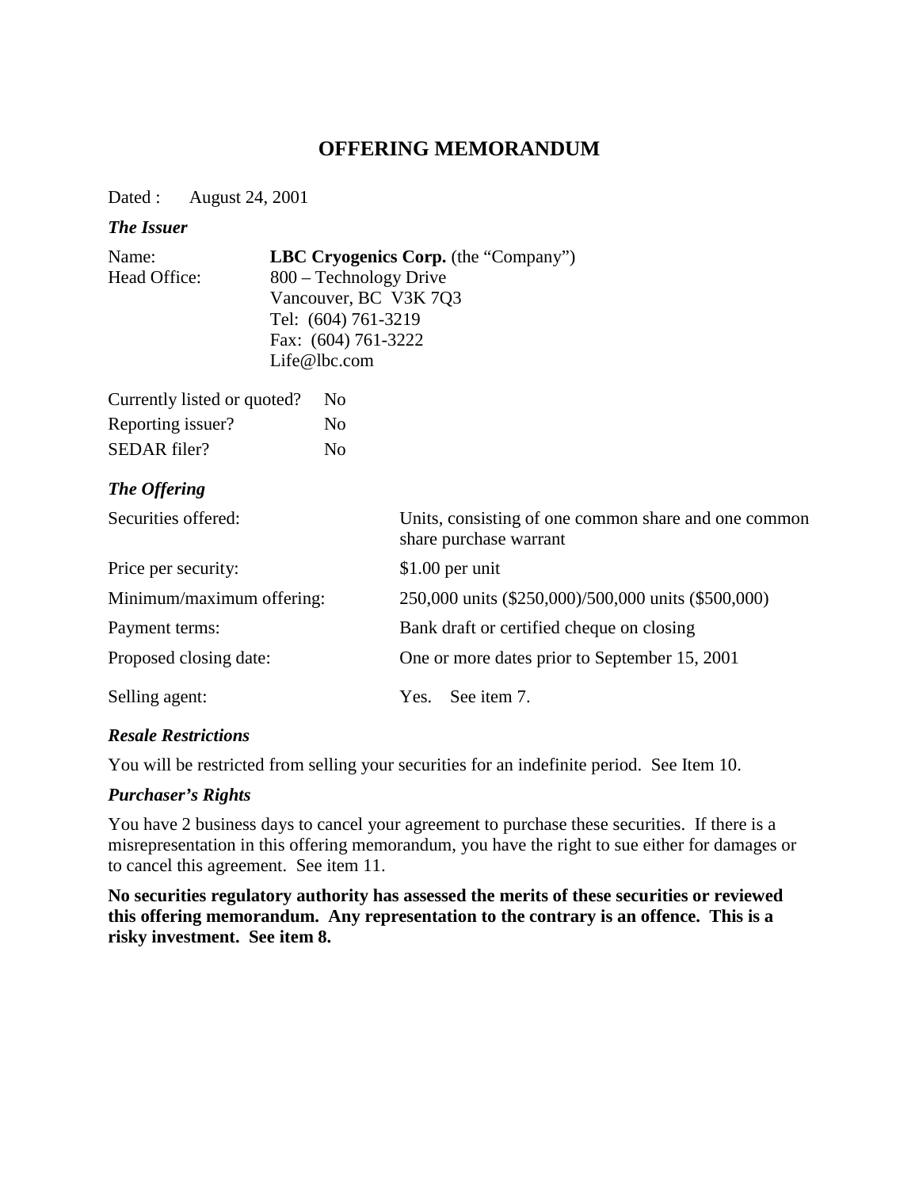# OFFERING MEMORANDUM

Dated : August 24, 2001

### *The Issuer*

| | |
|---|---|
| Name: | **LBC Cryogenics Corp.** (the "Company") |
| Head Office: | 800 – Technology Drive<br>Vancouver, BC V3K 7Q3<br>Tel: (604) 761-3219<br>Fax: (604) 761-3222<br>Life@lbc.com |

| | |
|---|---|
| Currently listed or quoted? | No |
| Reporting issuer? | No |
| SEDAR filer? | No |

### *The Offering*

| | |
|---|---|
| Securities offered: | Units, consisting of one common share and one common share purchase warrant |
| Price per security: | $1.00 per unit |
| Minimum/maximum offering: | 250,000 units ($250,000)/500,000 units ($500,000) |
| Payment terms: | Bank draft or certified cheque on closing |
| Proposed closing date: | One or more dates prior to September 15, 2001 |
| Selling agent: | Yes. See item 7. |

### *Resale Restrictions*

You will be restricted from selling your securities for an indefinite period. See Item 10.

### *Purchaser's Rights*

You have 2 business days to cancel your agreement to purchase these securities. If there is a misrepresentation in this offering memorandum, you have the right to sue either for damages or to cancel this agreement. See item 11.

**No securities regulatory authority has assessed the merits of these securities or reviewed this offering memorandum. Any representation to the contrary is an offence. This is a risky investment. See item 8.**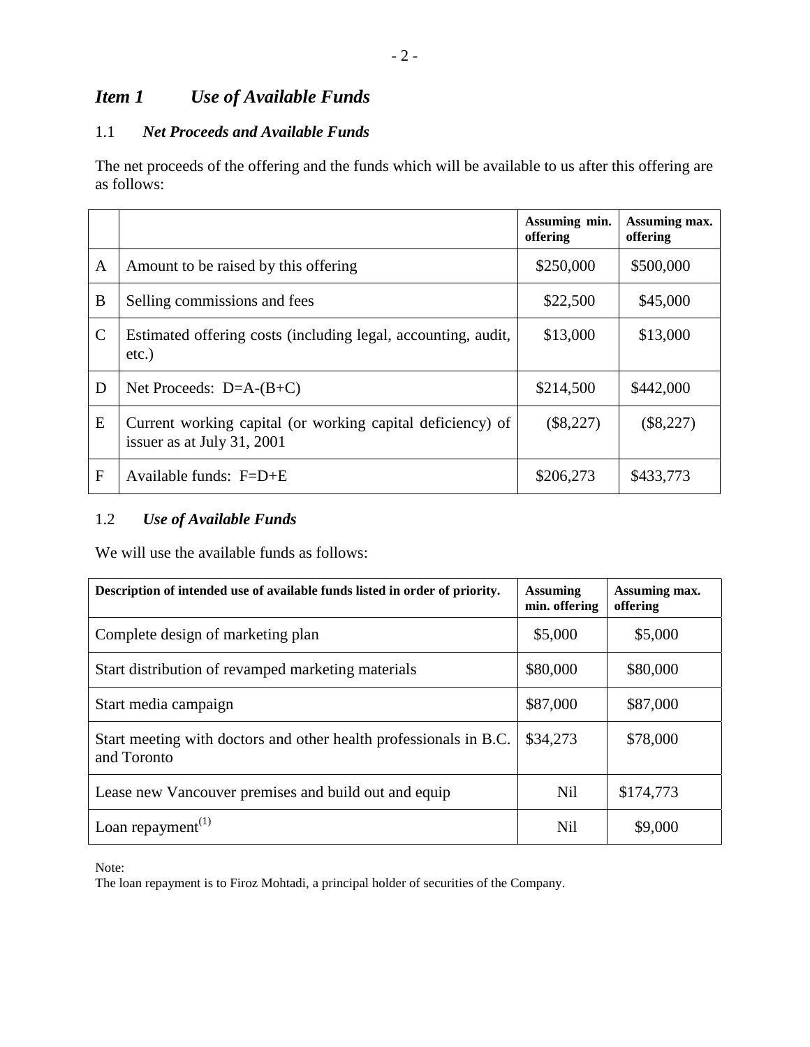## *Item 1 Use of Available Funds*

### 1.1 *Net Proceeds and Available Funds*

The net proceeds of the offering and the funds which will be available to us after this offering are as follows:

| | | Assuming min. offering | Assuming max. offering |
|---|---|---|---|
| A | Amount to be raised by this offering | $250,000 | $500,000 |
| B | Selling commissions and fees | $22,500 | $45,000 |
| C | Estimated offering costs (including legal, accounting, audit, etc.) | $13,000 | $13,000 |
| D | Net Proceeds: D=A-(B+C) | $214,500 | $442,000 |
| E | Current working capital (or working capital deficiency) of issuer as at July 31, 2001 | ($8,227) | ($8,227) |
| F | Available funds: F=D+E | $206,273 | $433,773 |

### 1.2 *Use of Available Funds*

We will use the available funds as follows:

| Description of intended use of available funds listed in order of priority. | Assuming min. offering | Assuming max. offering |
|---|---|---|
| Complete design of marketing plan | $5,000 | $5,000 |
| Start distribution of revamped marketing materials | $80,000 | $80,000 |
| Start media campaign | $87,000 | $87,000 |
| Start meeting with doctors and other health professionals in B.C. and Toronto | $34,273 | $78,000 |
| Lease new Vancouver premises and build out and equip | Nil | $174,773 |
| Loan repayment[(1)] | Nil | $9,000 |

Note:
The loan repayment is to Firoz Mohtadi, a principal holder of securities of the Company.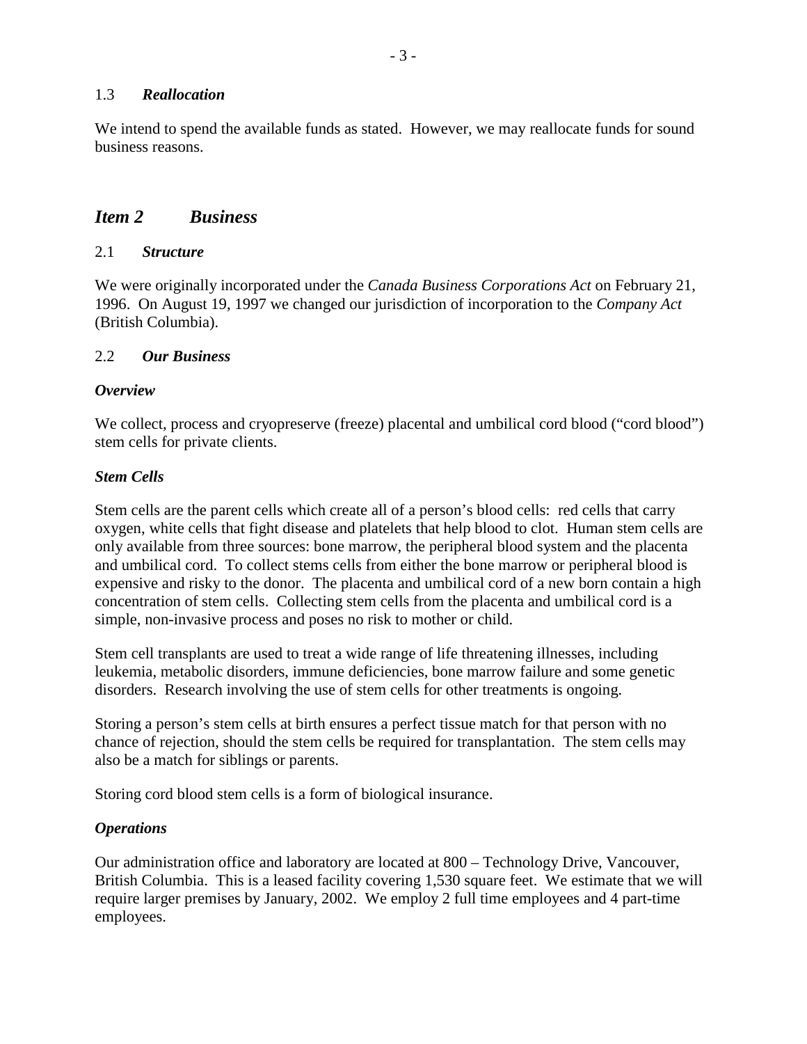### 1.3 *Reallocation*

We intend to spend the available funds as stated. However, we may reallocate funds for sound business reasons.

## *Item 2 Business*

### 2.1 *Structure*

We were originally incorporated under the *Canada Business Corporations Act* on February 21, 1996. On August 19, 1997 we changed our jurisdiction of incorporation to the *Company Act* (British Columbia).

### 2.2 *Our Business*

***Overview***

We collect, process and cryopreserve (freeze) placental and umbilical cord blood ("cord blood") stem cells for private clients.

***Stem Cells***

Stem cells are the parent cells which create all of a person's blood cells: red cells that carry oxygen, white cells that fight disease and platelets that help blood to clot. Human stem cells are only available from three sources: bone marrow, the peripheral blood system and the placenta and umbilical cord. To collect stems cells from either the bone marrow or peripheral blood is expensive and risky to the donor. The placenta and umbilical cord of a new born contain a high concentration of stem cells. Collecting stem cells from the placenta and umbilical cord is a simple, non-invasive process and poses no risk to mother or child.

Stem cell transplants are used to treat a wide range of life threatening illnesses, including leukemia, metabolic disorders, immune deficiencies, bone marrow failure and some genetic disorders. Research involving the use of stem cells for other treatments is ongoing.

Storing a person's stem cells at birth ensures a perfect tissue match for that person with no chance of rejection, should the stem cells be required for transplantation. The stem cells may also be a match for siblings or parents.

Storing cord blood stem cells is a form of biological insurance.

***Operations***

Our administration office and laboratory are located at 800 – Technology Drive, Vancouver, British Columbia. This is a leased facility covering 1,530 square feet. We estimate that we will require larger premises by January, 2002. We employ 2 full time employees and 4 part-time employees.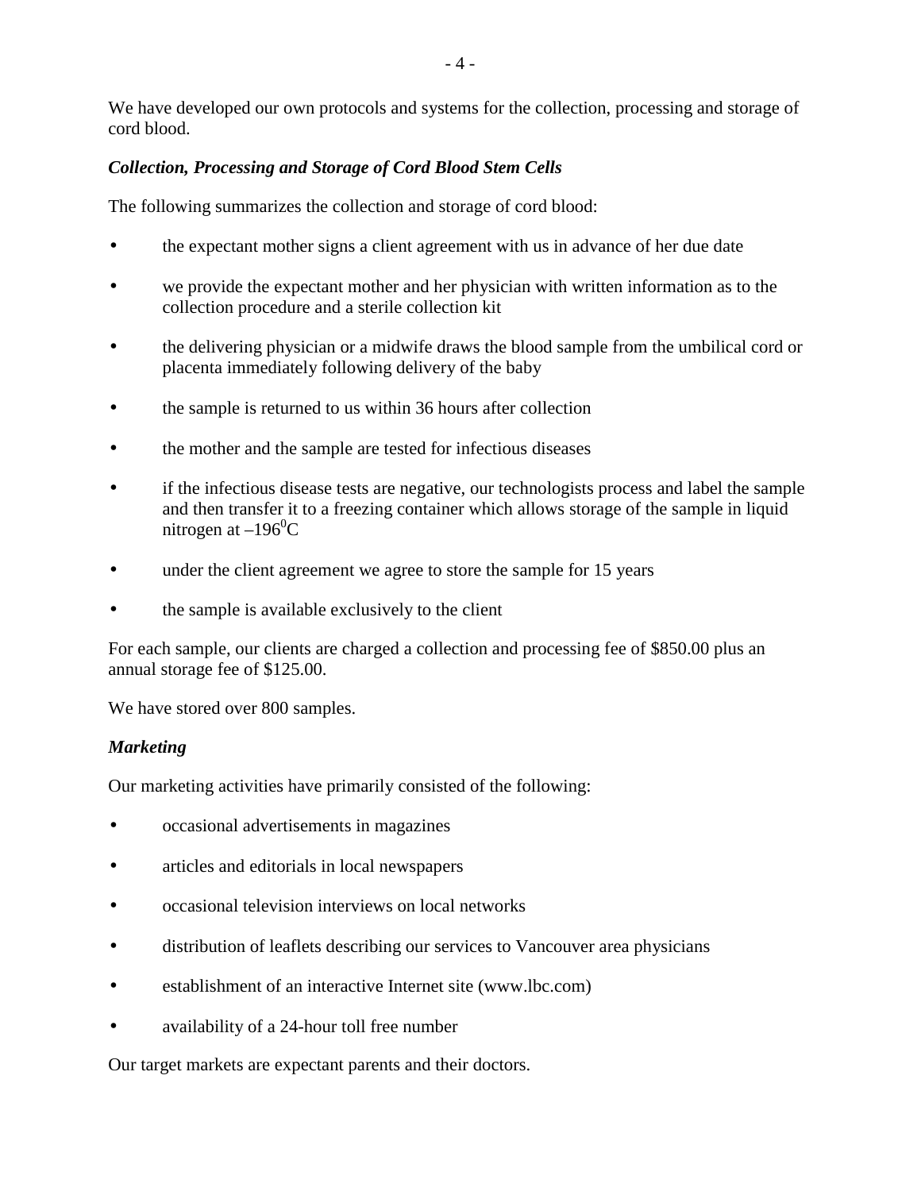We have developed our own protocols and systems for the collection, processing and storage of cord blood.

***Collection, Processing and Storage of Cord Blood Stem Cells***

The following summarizes the collection and storage of cord blood:

- the expectant mother signs a client agreement with us in advance of her due date
- we provide the expectant mother and her physician with written information as to the collection procedure and a sterile collection kit
- the delivering physician or a midwife draws the blood sample from the umbilical cord or placenta immediately following delivery of the baby
- the sample is returned to us within 36 hours after collection
- the mother and the sample are tested for infectious diseases
- if the infectious disease tests are negative, our technologists process and label the sample and then transfer it to a freezing container which allows storage of the sample in liquid nitrogen at $-196^0$C
- under the client agreement we agree to store the sample for 15 years
- the sample is available exclusively to the client

For each sample, our clients are charged a collection and processing fee of $850.00 plus an annual storage fee of $125.00.

We have stored over 800 samples.

***Marketing***

Our marketing activities have primarily consisted of the following:

- occasional advertisements in magazines
- articles and editorials in local newspapers
- occasional television interviews on local networks
- distribution of leaflets describing our services to Vancouver area physicians
- establishment of an interactive Internet site (www.lbc.com)
- availability of a 24-hour toll free number

Our target markets are expectant parents and their doctors.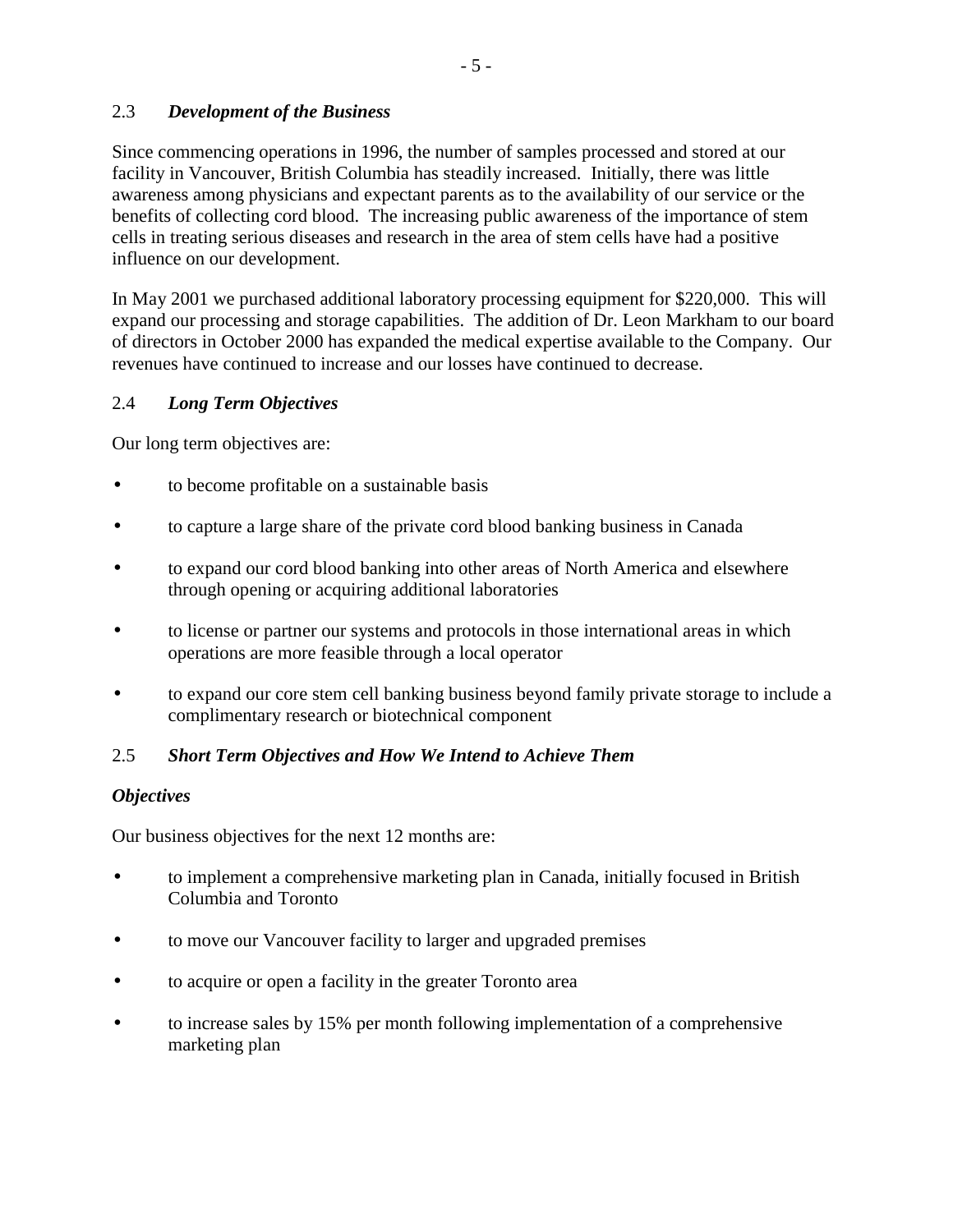## 2.3 *Development of the Business*

Since commencing operations in 1996, the number of samples processed and stored at our facility in Vancouver, British Columbia has steadily increased. Initially, there was little awareness among physicians and expectant parents as to the availability of our service or the benefits of collecting cord blood. The increasing public awareness of the importance of stem cells in treating serious diseases and research in the area of stem cells have had a positive influence on our development.

In May 2001 we purchased additional laboratory processing equipment for $220,000. This will expand our processing and storage capabilities. The addition of Dr. Leon Markham to our board of directors in October 2000 has expanded the medical expertise available to the Company. Our revenues have continued to increase and our losses have continued to decrease.

## 2.4 *Long Term Objectives*

Our long term objectives are:

- to become profitable on a sustainable basis
- to capture a large share of the private cord blood banking business in Canada
- to expand our cord blood banking into other areas of North America and elsewhere through opening or acquiring additional laboratories
- to license or partner our systems and protocols in those international areas in which operations are more feasible through a local operator
- to expand our core stem cell banking business beyond family private storage to include a complimentary research or biotechnical component

## 2.5 *Short Term Objectives and How We Intend to Achieve Them*

### *Objectives*

Our business objectives for the next 12 months are:

- to implement a comprehensive marketing plan in Canada, initially focused in British Columbia and Toronto
- to move our Vancouver facility to larger and upgraded premises
- to acquire or open a facility in the greater Toronto area
- to increase sales by 15% per month following implementation of a comprehensive marketing plan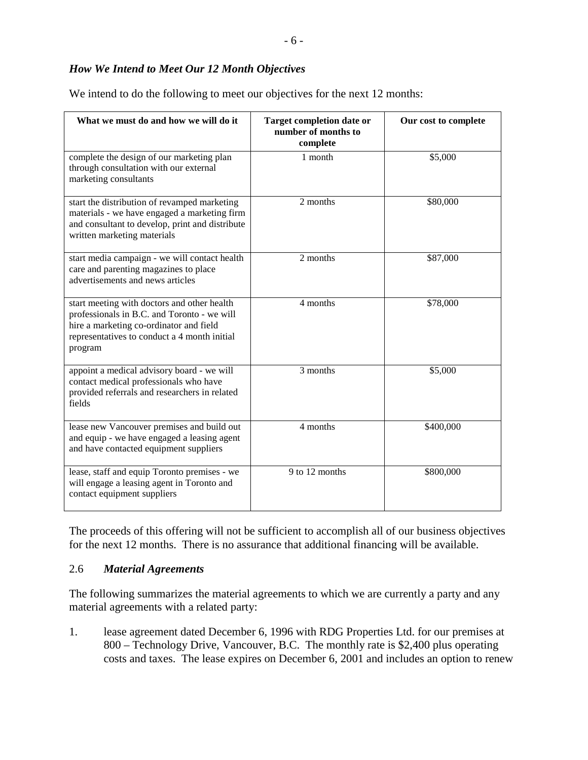### *How We Intend to Meet Our 12 Month Objectives*

We intend to do the following to meet our objectives for the next 12 months:

| What we must do and how we will do it | Target completion date or number of months to complete | Our cost to complete |
|---|---|---|
| complete the design of our marketing plan through consultation with our external marketing consultants | 1 month | $5,000 |
| start the distribution of revamped marketing materials - we have engaged a marketing firm and consultant to develop, print and distribute written marketing materials | 2 months | $80,000 |
| start media campaign - we will contact health care and parenting magazines to place advertisements and news articles | 2 months | $87,000 |
| start meeting with doctors and other health professionals in B.C. and Toronto - we will hire a marketing co-ordinator and field representatives to conduct a 4 month initial program | 4 months | $78,000 |
| appoint a medical advisory board - we will contact medical professionals who have provided referrals and researchers in related fields | 3 months | $5,000 |
| lease new Vancouver premises and build out and equip - we have engaged a leasing agent and have contacted equipment suppliers | 4 months | $400,000 |
| lease, staff and equip Toronto premises - we will engage a leasing agent in Toronto and contact equipment suppliers | 9 to 12 months | $800,000 |

The proceeds of this offering will not be sufficient to accomplish all of our business objectives for the next 12 months. There is no assurance that additional financing will be available.

### 2.6 *Material Agreements*

The following summarizes the material agreements to which we are currently a party and any material agreements with a related party:

1. lease agreement dated December 6, 1996 with RDG Properties Ltd. for our premises at 800 – Technology Drive, Vancouver, B.C. The monthly rate is $2,400 plus operating costs and taxes. The lease expires on December 6, 2001 and includes an option to renew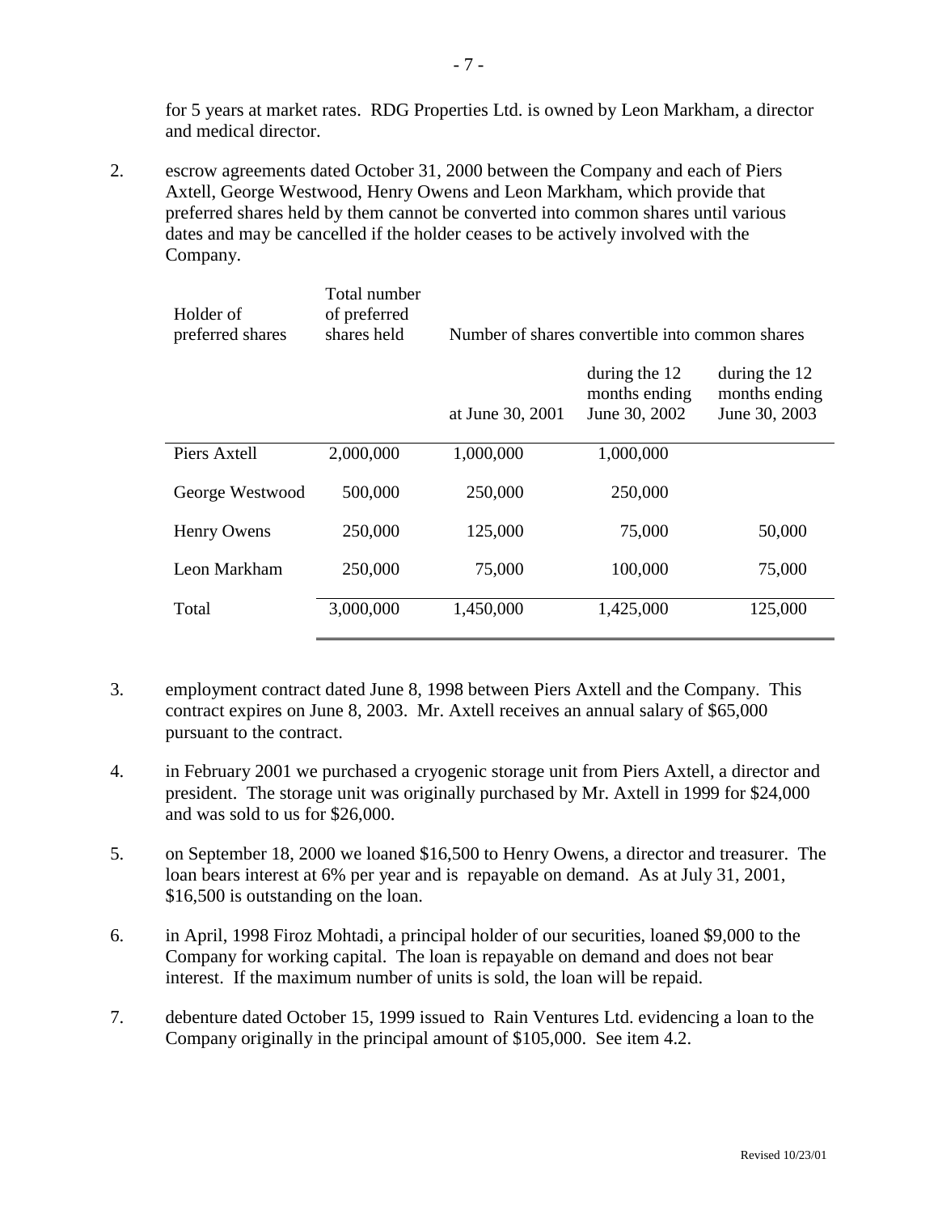for 5 years at market rates. RDG Properties Ltd. is owned by Leon Markham, a director and medical director.

2. escrow agreements dated October 31, 2000 between the Company and each of Piers Axtell, George Westwood, Henry Owens and Leon Markham, which provide that preferred shares held by them cannot be converted into common shares until various dates and may be cancelled if the holder ceases to be actively involved with the Company.

| Holder of preferred shares | Total number of preferred shares held | Number of shares convertible into common shares | | |
|---|---|---|---|---|
| | | at June 30, 2001 | during the 12 months ending June 30, 2002 | during the 12 months ending June 30, 2003 |
| Piers Axtell | 2,000,000 | 1,000,000 | 1,000,000 | |
| George Westwood | 500,000 | 250,000 | 250,000 | |
| Henry Owens | 250,000 | 125,000 | 75,000 | 50,000 |
| Leon Markham | 250,000 | 75,000 | 100,000 | 75,000 |
| Total | 3,000,000 | 1,450,000 | 1,425,000 | 125,000 |

3. employment contract dated June 8, 1998 between Piers Axtell and the Company. This contract expires on June 8, 2003. Mr. Axtell receives an annual salary of $65,000 pursuant to the contract.

4. in February 2001 we purchased a cryogenic storage unit from Piers Axtell, a director and president. The storage unit was originally purchased by Mr. Axtell in 1999 for $24,000 and was sold to us for $26,000.

5. on September 18, 2000 we loaned $16,500 to Henry Owens, a director and treasurer. The loan bears interest at 6% per year and is repayable on demand. As at July 31, 2001, $16,500 is outstanding on the loan.

6. in April, 1998 Firoz Mohtadi, a principal holder of our securities, loaned $9,000 to the Company for working capital. The loan is repayable on demand and does not bear interest. If the maximum number of units is sold, the loan will be repaid.

7. debenture dated October 15, 1999 issued to Rain Ventures Ltd. evidencing a loan to the Company originally in the principal amount of $105,000. See item 4.2.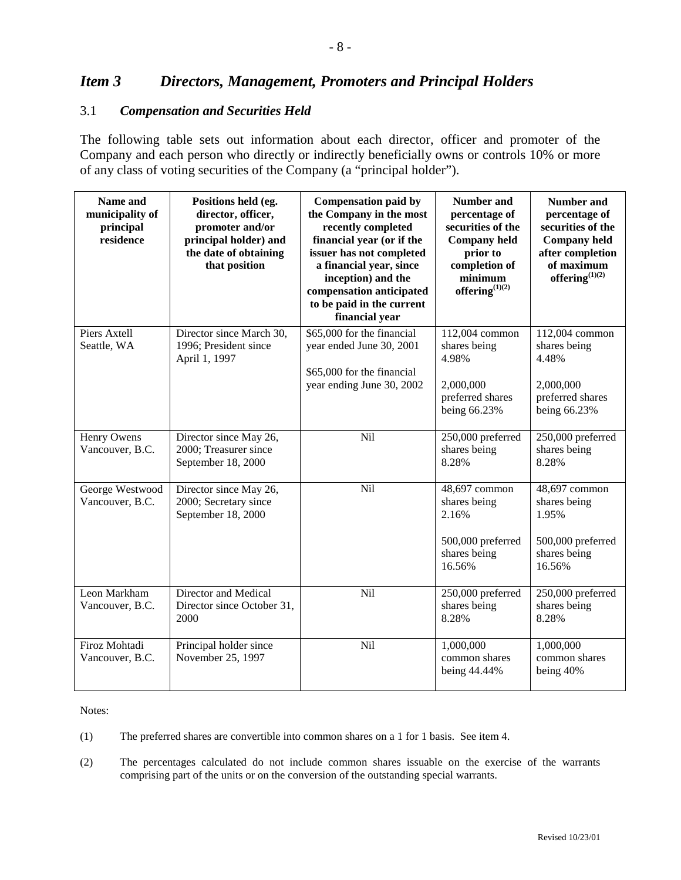## *Item 3 Directors, Management, Promoters and Principal Holders*

### 3.1 *Compensation and Securities Held*

The following table sets out information about each director, officer and promoter of the Company and each person who directly or indirectly beneficially owns or controls 10% or more of any class of voting securities of the Company (a "principal holder").

| Name and municipality of principal residence | Positions held (eg. director, officer, promoter and/or principal holder) and the date of obtaining that position | Compensation paid by the Company in the most recently completed financial year (or if the issuer has not completed a financial year, since inception) and the compensation anticipated to be paid in the current financial year | Number and percentage of securities of the Company held prior to completion of minimum offering(1)(2) | Number and percentage of securities of the Company held after completion of maximum offering(1)(2) |
|---|---|---|---|---|
| Piers Axtell<br>Seattle, WA | Director since March 30, 1996; President since April 1, 1997 | $65,000 for the financial year ended June 30, 2001<br><br>$65,000 for the financial year ending June 30, 2002 | 112,004 common shares being 4.98%<br><br>2,000,000 preferred shares being 66.23% | 112,004 common shares being 4.48%<br><br>2,000,000 preferred shares being 66.23% |
| Henry Owens<br>Vancouver, B.C. | Director since May 26, 2000; Treasurer since September 18, 2000 | Nil | 250,000 preferred shares being 8.28% | 250,000 preferred shares being 8.28% |
| George Westwood<br>Vancouver, B.C. | Director since May 26, 2000; Secretary since September 18, 2000 | Nil | 48,697 common shares being 2.16%<br><br>500,000 preferred shares being 16.56% | 48,697 common shares being 1.95%<br><br>500,000 preferred shares being 16.56% |
| Leon Markham<br>Vancouver, B.C. | Director and Medical Director since October 31, 2000 | Nil | 250,000 preferred shares being 8.28% | 250,000 preferred shares being 8.28% |
| Firoz Mohtadi<br>Vancouver, B.C. | Principal holder since November 25, 1997 | Nil | 1,000,000 common shares being 44.44% | 1,000,000 common shares being 40% |

Notes:

(1) The preferred shares are convertible into common shares on a 1 for 1 basis. See item 4.

(2) The percentages calculated do not include common shares issuable on the exercise of the warrants comprising part of the units or on the conversion of the outstanding special warrants.

Revised 10/23/01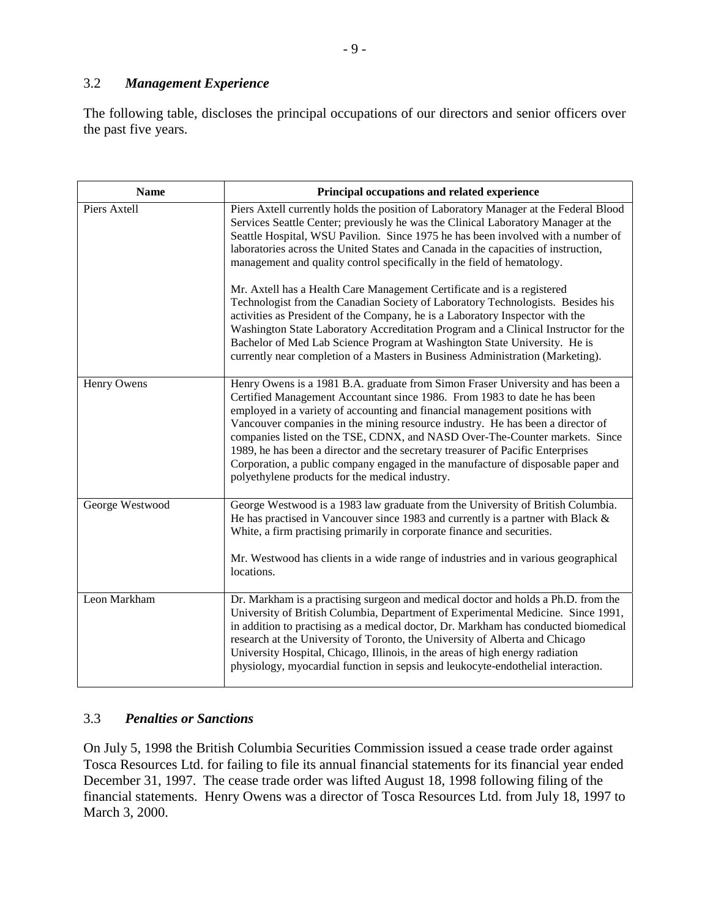### 3.2 *Management Experience*

The following table, discloses the principal occupations of our directors and senior officers over the past five years.

| Name | Principal occupations and related experience |
|---|---|
| Piers Axtell | Piers Axtell currently holds the position of Laboratory Manager at the Federal Blood Services Seattle Center; previously he was the Clinical Laboratory Manager at the Seattle Hospital, WSU Pavilion. Since 1975 he has been involved with a number of laboratories across the United States and Canada in the capacities of instruction, management and quality control specifically in the field of hematology.<br><br>Mr. Axtell has a Health Care Management Certificate and is a registered Technologist from the Canadian Society of Laboratory Technologists. Besides his activities as President of the Company, he is a Laboratory Inspector with the Washington State Laboratory Accreditation Program and a Clinical Instructor for the Bachelor of Med Lab Science Program at Washington State University. He is currently near completion of a Masters in Business Administration (Marketing). |
| Henry Owens | Henry Owens is a 1981 B.A. graduate from Simon Fraser University and has been a Certified Management Accountant since 1986. From 1983 to date he has been employed in a variety of accounting and financial management positions with Vancouver companies in the mining resource industry. He has been a director of companies listed on the TSE, CDNX, and NASD Over-The-Counter markets. Since 1989, he has been a director and the secretary treasurer of Pacific Enterprises Corporation, a public company engaged in the manufacture of disposable paper and polyethylene products for the medical industry. |
| George Westwood | George Westwood is a 1983 law graduate from the University of British Columbia. He has practised in Vancouver since 1983 and currently is a partner with Black & White, a firm practising primarily in corporate finance and securities.<br><br>Mr. Westwood has clients in a wide range of industries and in various geographical locations. |
| Leon Markham | Dr. Markham is a practising surgeon and medical doctor and holds a Ph.D. from the University of British Columbia, Department of Experimental Medicine. Since 1991, in addition to practising as a medical doctor, Dr. Markham has conducted biomedical research at the University of Toronto, the University of Alberta and Chicago University Hospital, Chicago, Illinois, in the areas of high energy radiation physiology, myocardial function in sepsis and leukocyte-endothelial interaction. |

### 3.3 *Penalties or Sanctions*

On July 5, 1998 the British Columbia Securities Commission issued a cease trade order against Tosca Resources Ltd. for failing to file its annual financial statements for its financial year ended December 31, 1997. The cease trade order was lifted August 18, 1998 following filing of the financial statements. Henry Owens was a director of Tosca Resources Ltd. from July 18, 1997 to March 3, 2000.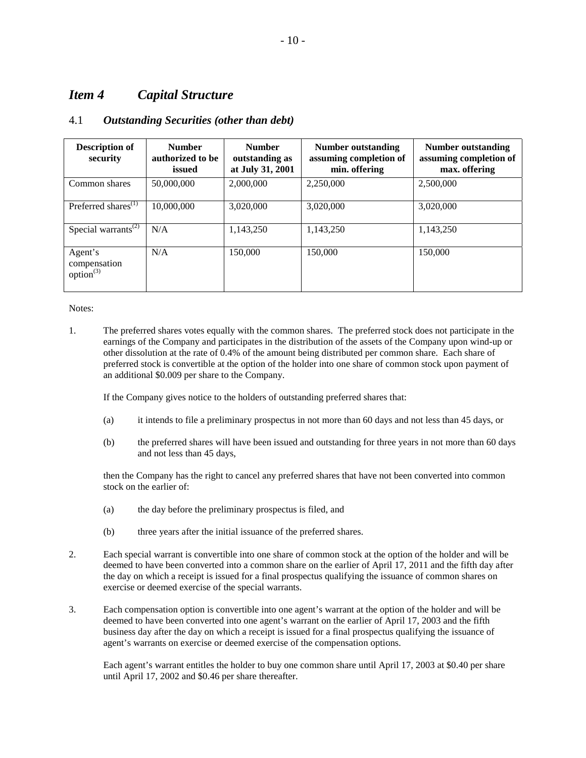## *Item 4 Capital Structure*

### 4.1 *Outstanding Securities (other than debt)*

| Description of security | Number authorized to be issued | Number outstanding as at July 31, 2001 | Number outstanding assuming completion of min. offering | Number outstanding assuming completion of max. offering |
|---|---|---|---|---|
| Common shares | 50,000,000 | 2,000,000 | 2,250,000 | 2,500,000 |
| Preferred shares[(1)] | 10,000,000 | 3,020,000 | 3,020,000 | 3,020,000 |
| Special warrants[(2)] | N/A | 1,143,250 | 1,143,250 | 1,143,250 |
| Agent's compensation option[(3)] | N/A | 150,000 | 150,000 | 150,000 |

Notes:

1. The preferred shares votes equally with the common shares. The preferred stock does not participate in the earnings of the Company and participates in the distribution of the assets of the Company upon wind-up or other dissolution at the rate of 0.4% of the amount being distributed per common share. Each share of preferred stock is convertible at the option of the holder into one share of common stock upon payment of an additional \$0.009 per share to the Company.

   If the Company gives notice to the holders of outstanding preferred shares that:

   (a) it intends to file a preliminary prospectus in not more than 60 days and not less than 45 days, or

   (b) the preferred shares will have been issued and outstanding for three years in not more than 60 days and not less than 45 days,

   then the Company has the right to cancel any preferred shares that have not been converted into common stock on the earlier of:

   (a) the day before the preliminary prospectus is filed, and

   (b) three years after the initial issuance of the preferred shares.

2. Each special warrant is convertible into one share of common stock at the option of the holder and will be deemed to have been converted into a common share on the earlier of April 17, 2011 and the fifth day after the day on which a receipt is issued for a final prospectus qualifying the issuance of common shares on exercise or deemed exercise of the special warrants.

3. Each compensation option is convertible into one agent's warrant at the option of the holder and will be deemed to have been converted into one agent's warrant on the earlier of April 17, 2003 and the fifth business day after the day on which a receipt is issued for a final prospectus qualifying the issuance of agent's warrants on exercise or deemed exercise of the compensation options.

   Each agent's warrant entitles the holder to buy one common share until April 17, 2003 at \$0.40 per share until April 17, 2002 and \$0.46 per share thereafter.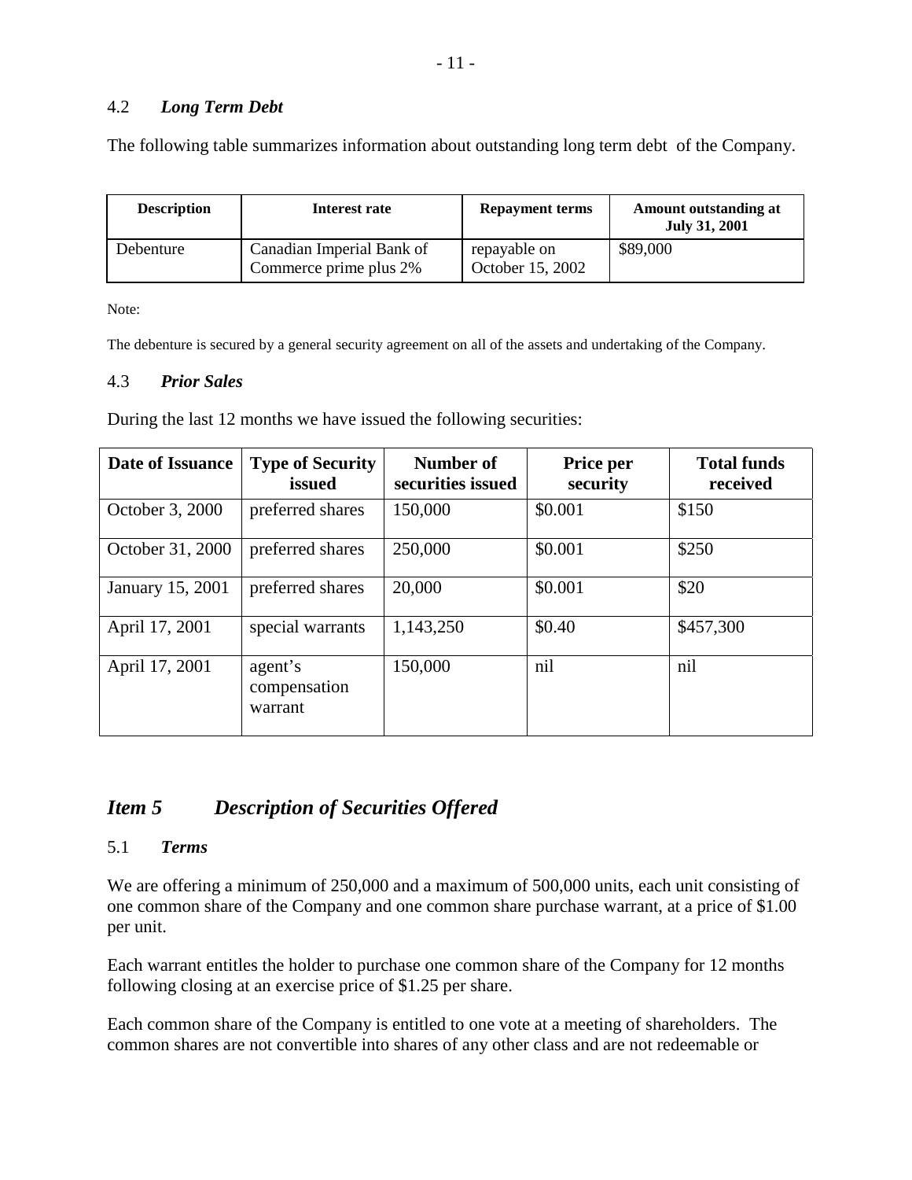### 4.2 *Long Term Debt*

The following table summarizes information about outstanding long term debt of the Company.

| Description | Interest rate | Repayment terms | Amount outstanding at July 31, 2001 |
|---|---|---|---|
| Debenture | Canadian Imperial Bank of Commerce prime plus 2% | repayable on October 15, 2002 | \$89,000 |

Note:

The debenture is secured by a general security agreement on all of the assets and undertaking of the Company.

### 4.3 *Prior Sales*

During the last 12 months we have issued the following securities:

| Date of Issuance | Type of Security issued | Number of securities issued | Price per security | Total funds received |
|---|---|---|---|---|
| October 3, 2000 | preferred shares | 150,000 | \$0.001 | \$150 |
| October 31, 2000 | preferred shares | 250,000 | \$0.001 | \$250 |
| January 15, 2001 | preferred shares | 20,000 | \$0.001 | \$20 |
| April 17, 2001 | special warrants | 1,143,250 | \$0.40 | \$457,300 |
| April 17, 2001 | agent's compensation warrant | 150,000 | nil | nil |

## *Item 5 Description of Securities Offered*

### 5.1 *Terms*

We are offering a minimum of 250,000 and a maximum of 500,000 units, each unit consisting of one common share of the Company and one common share purchase warrant, at a price of \$1.00 per unit.

Each warrant entitles the holder to purchase one common share of the Company for 12 months following closing at an exercise price of \$1.25 per share.

Each common share of the Company is entitled to one vote at a meeting of shareholders. The common shares are not convertible into shares of any other class and are not redeemable or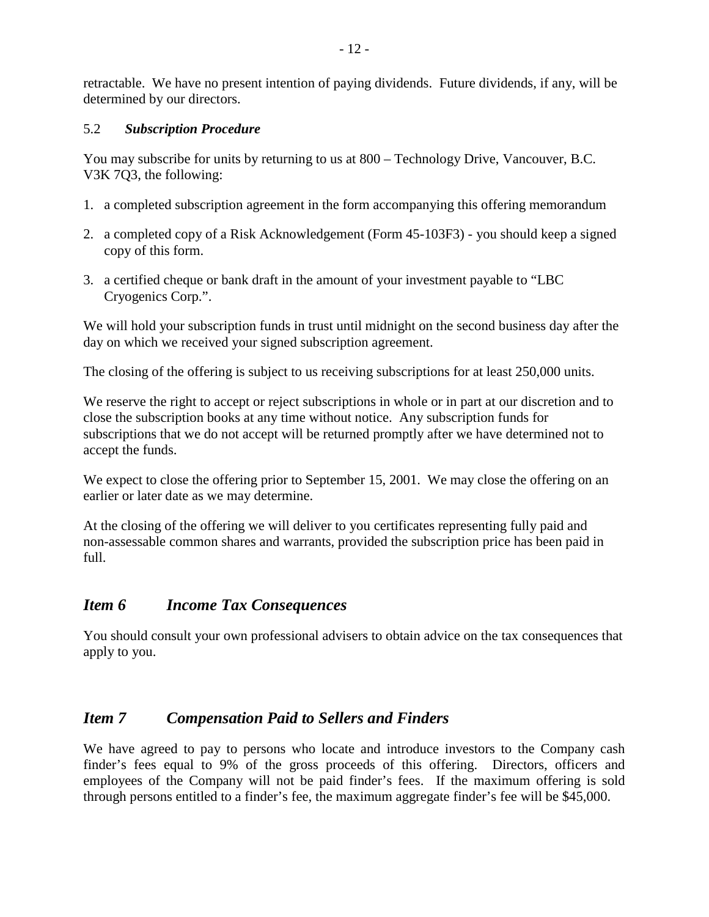retractable. We have no present intention of paying dividends. Future dividends, if any, will be determined by our directors.

### 5.2 *Subscription Procedure*

You may subscribe for units by returning to us at 800 – Technology Drive, Vancouver, B.C. V3K 7Q3, the following:

1. a completed subscription agreement in the form accompanying this offering memorandum
2. a completed copy of a Risk Acknowledgement (Form 45-103F3) - you should keep a signed copy of this form.
3. a certified cheque or bank draft in the amount of your investment payable to "LBC Cryogenics Corp.".

We will hold your subscription funds in trust until midnight on the second business day after the day on which we received your signed subscription agreement.

The closing of the offering is subject to us receiving subscriptions for at least 250,000 units.

We reserve the right to accept or reject subscriptions in whole or in part at our discretion and to close the subscription books at any time without notice. Any subscription funds for subscriptions that we do not accept will be returned promptly after we have determined not to accept the funds.

We expect to close the offering prior to September 15, 2001. We may close the offering on an earlier or later date as we may determine.

At the closing of the offering we will deliver to you certificates representing fully paid and non-assessable common shares and warrants, provided the subscription price has been paid in full.

## *Item 6 Income Tax Consequences*

You should consult your own professional advisers to obtain advice on the tax consequences that apply to you.

## *Item 7 Compensation Paid to Sellers and Finders*

We have agreed to pay to persons who locate and introduce investors to the Company cash finder's fees equal to 9% of the gross proceeds of this offering. Directors, officers and employees of the Company will not be paid finder's fees. If the maximum offering is sold through persons entitled to a finder's fee, the maximum aggregate finder's fee will be $45,000.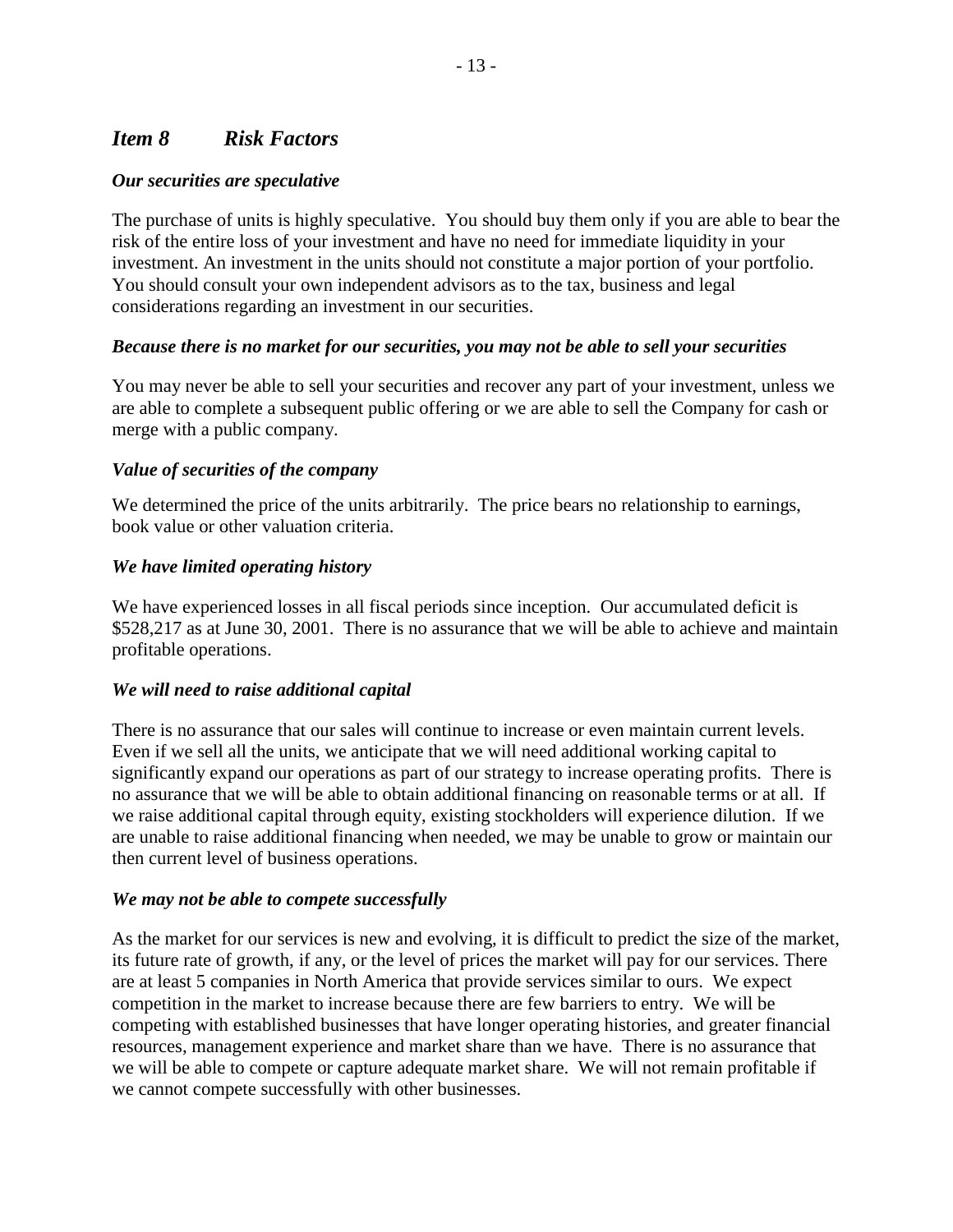## *Item 8 Risk Factors*

### *Our securities are speculative*

The purchase of units is highly speculative. You should buy them only if you are able to bear the risk of the entire loss of your investment and have no need for immediate liquidity in your investment. An investment in the units should not constitute a major portion of your portfolio. You should consult your own independent advisors as to the tax, business and legal considerations regarding an investment in our securities.

### *Because there is no market for our securities, you may not be able to sell your securities*

You may never be able to sell your securities and recover any part of your investment, unless we are able to complete a subsequent public offering or we are able to sell the Company for cash or merge with a public company.

### *Value of securities of the company*

We determined the price of the units arbitrarily. The price bears no relationship to earnings, book value or other valuation criteria.

### *We have limited operating history*

We have experienced losses in all fiscal periods since inception. Our accumulated deficit is $528,217 as at June 30, 2001. There is no assurance that we will be able to achieve and maintain profitable operations.

### *We will need to raise additional capital*

There is no assurance that our sales will continue to increase or even maintain current levels. Even if we sell all the units, we anticipate that we will need additional working capital to significantly expand our operations as part of our strategy to increase operating profits. There is no assurance that we will be able to obtain additional financing on reasonable terms or at all. If we raise additional capital through equity, existing stockholders will experience dilution. If we are unable to raise additional financing when needed, we may be unable to grow or maintain our then current level of business operations.

### *We may not be able to compete successfully*

As the market for our services is new and evolving, it is difficult to predict the size of the market, its future rate of growth, if any, or the level of prices the market will pay for our services. There are at least 5 companies in North America that provide services similar to ours. We expect competition in the market to increase because there are few barriers to entry. We will be competing with established businesses that have longer operating histories, and greater financial resources, management experience and market share than we have. There is no assurance that we will be able to compete or capture adequate market share. We will not remain profitable if we cannot compete successfully with other businesses.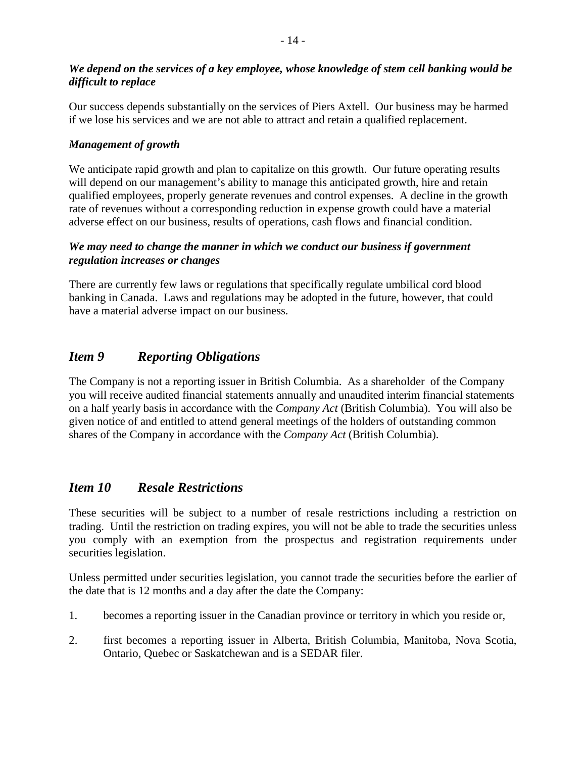***We depend on the services of a key employee, whose knowledge of stem cell banking would be difficult to replace***

Our success depends substantially on the services of Piers Axtell. Our business may be harmed if we lose his services and we are not able to attract and retain a qualified replacement.

***Management of growth***

We anticipate rapid growth and plan to capitalize on this growth. Our future operating results will depend on our management's ability to manage this anticipated growth, hire and retain qualified employees, properly generate revenues and control expenses. A decline in the growth rate of revenues without a corresponding reduction in expense growth could have a material adverse effect on our business, results of operations, cash flows and financial condition.

***We may need to change the manner in which we conduct our business if government regulation increases or changes***

There are currently few laws or regulations that specifically regulate umbilical cord blood banking in Canada. Laws and regulations may be adopted in the future, however, that could have a material adverse impact on our business.

## *Item 9 Reporting Obligations*

The Company is not a reporting issuer in British Columbia. As a shareholder of the Company you will receive audited financial statements annually and unaudited interim financial statements on a half yearly basis in accordance with the *Company Act* (British Columbia). You will also be given notice of and entitled to attend general meetings of the holders of outstanding common shares of the Company in accordance with the *Company Act* (British Columbia).

## *Item 10 Resale Restrictions*

These securities will be subject to a number of resale restrictions including a restriction on trading. Until the restriction on trading expires, you will not be able to trade the securities unless you comply with an exemption from the prospectus and registration requirements under securities legislation.

Unless permitted under securities legislation, you cannot trade the securities before the earlier of the date that is 12 months and a day after the date the Company:

1. becomes a reporting issuer in the Canadian province or territory in which you reside or,
2. first becomes a reporting issuer in Alberta, British Columbia, Manitoba, Nova Scotia, Ontario, Quebec or Saskatchewan and is a SEDAR filer.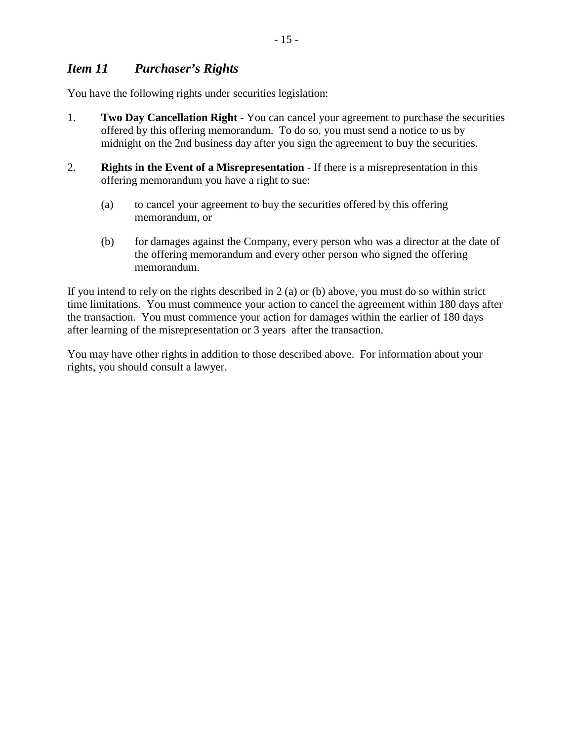## *Item 11 Purchaser's Rights*

You have the following rights under securities legislation:

1. **Two Day Cancellation Right** - You can cancel your agreement to purchase the securities offered by this offering memorandum. To do so, you must send a notice to us by midnight on the 2nd business day after you sign the agreement to buy the securities.

2. **Rights in the Event of a Misrepresentation** - If there is a misrepresentation in this offering memorandum you have a right to sue:

   (a) to cancel your agreement to buy the securities offered by this offering memorandum, or

   (b) for damages against the Company, every person who was a director at the date of the offering memorandum and every other person who signed the offering memorandum.

If you intend to rely on the rights described in 2 (a) or (b) above, you must do so within strict time limitations. You must commence your action to cancel the agreement within 180 days after the transaction. You must commence your action for damages within the earlier of 180 days after learning of the misrepresentation or 3 years after the transaction.

You may have other rights in addition to those described above. For information about your rights, you should consult a lawyer.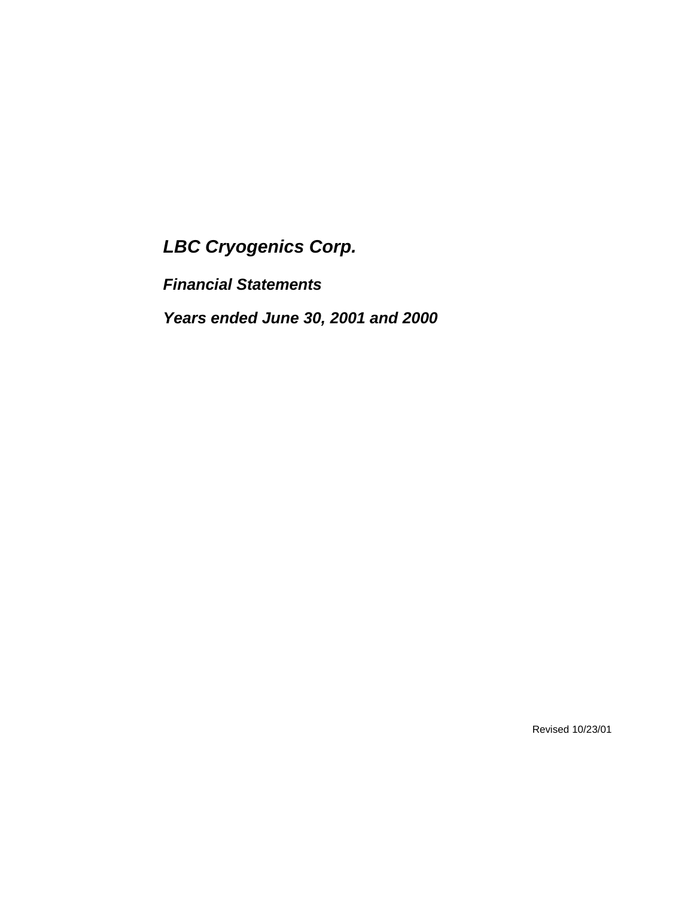# *LBC Cryogenics Corp.*

## *Financial Statements*

## *Years ended June 30, 2001 and 2000*

Revised 10/23/01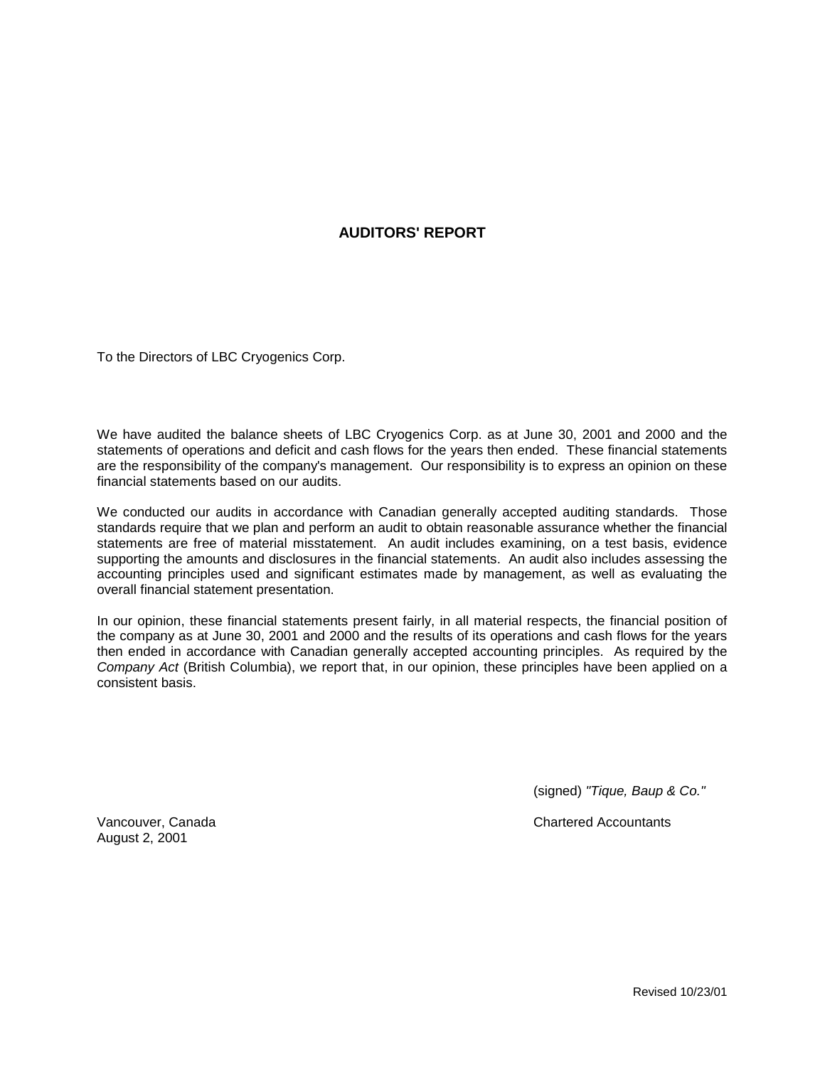## AUDITORS' REPORT

To the Directors of LBC Cryogenics Corp.

We have audited the balance sheets of LBC Cryogenics Corp. as at June 30, 2001 and 2000 and the statements of operations and deficit and cash flows for the years then ended. These financial statements are the responsibility of the company's management. Our responsibility is to express an opinion on these financial statements based on our audits.

We conducted our audits in accordance with Canadian generally accepted auditing standards. Those standards require that we plan and perform an audit to obtain reasonable assurance whether the financial statements are free of material misstatement. An audit includes examining, on a test basis, evidence supporting the amounts and disclosures in the financial statements. An audit also includes assessing the accounting principles used and significant estimates made by management, as well as evaluating the overall financial statement presentation.

In our opinion, these financial statements present fairly, in all material respects, the financial position of the company as at June 30, 2001 and 2000 and the results of its operations and cash flows for the years then ended in accordance with Canadian generally accepted accounting principles. As required by the *Company Act* (British Columbia), we report that, in our opinion, these principles have been applied on a consistent basis.

(signed) *"Tique, Baup & Co."*

Chartered Accountants

Vancouver, Canada
August 2, 2001

Revised 10/23/01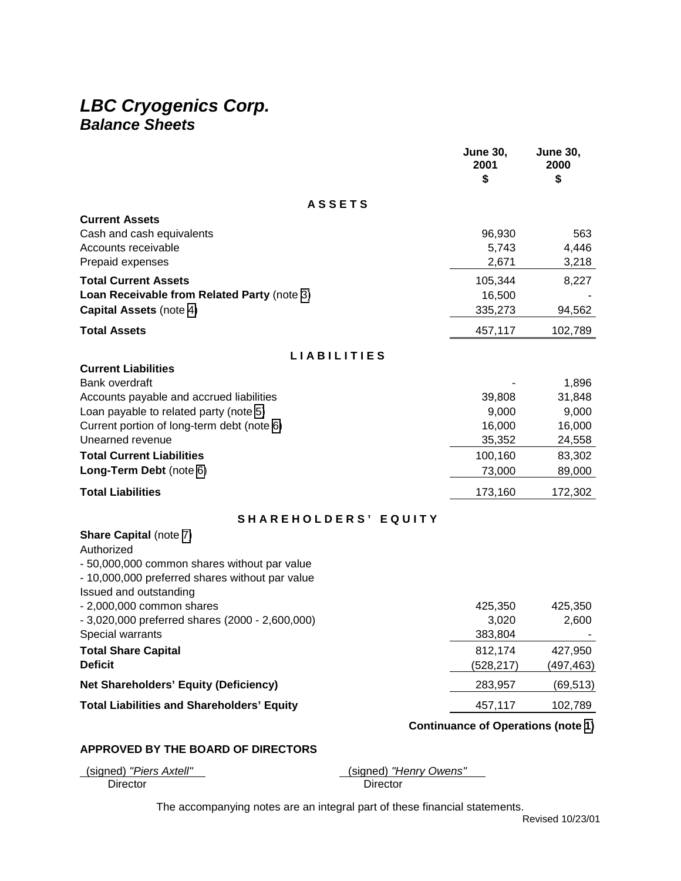# *LBC Cryogenics Corp.*
## *Balance Sheets*

| | June 30, 2001 $ | June 30, 2000 $ |
|---|---|---|
| **A S S E T S** | | |
| **Current Assets** | | |
| Cash and cash equivalents | 96,930 | 563 |
| Accounts receivable | 5,743 | 4,446 |
| Prepaid expenses | 2,671 | 3,218 |
| **Total Current Assets** | 105,344 | 8,227 |
| **Loan Receivable from Related Party** (note 3) | 16,500 | - |
| **Capital Assets** (note 4) | 335,273 | 94,562 |
| **Total Assets** | 457,117 | 102,789 |
| **L I A B I L I T I E S** | | |
| **Current Liabilities** | | |
| Bank overdraft | - | 1,896 |
| Accounts payable and accrued liabilities | 39,808 | 31,848 |
| Loan payable to related party (note 5) | 9,000 | 9,000 |
| Current portion of long-term debt (note 6) | 16,000 | 16,000 |
| Unearned revenue | 35,352 | 24,558 |
| **Total Current Liabilities** | 100,160 | 83,302 |
| **Long-Term Debt** (note 6) | 73,000 | 89,000 |
| **Total Liabilities** | 173,160 | 172,302 |
| **S H A R E H O L D E R S ' E Q U I T Y** | | |
| **Share Capital** (note 7) | | |
| Authorized | | |
| - 50,000,000 common shares without par value | | |
| - 10,000,000 preferred shares without par value | | |
| Issued and outstanding | | |
| - 2,000,000 common shares | 425,350 | 425,350 |
| - 3,020,000 preferred shares (2000 - 2,600,000) | 3,020 | 2,600 |
| Special warrants | 383,804 | - |
| **Total Share Capital** | 812,174 | 427,950 |
| **Deficit** | (528,217) | (497,463) |
| **Net Shareholders' Equity (Deficiency)** | 283,957 | (69,513) |
| **Total Liabilities and Shareholders' Equity** | 457,117 | 102,789 |

**Continuance of Operations (note 1)**

**APPROVED BY THE BOARD OF DIRECTORS**

(signed) *"Piers Axtell"*
Director

(signed) *"Henry Owens"*
Director

The accompanying notes are an integral part of these financial statements.

Revised 10/23/01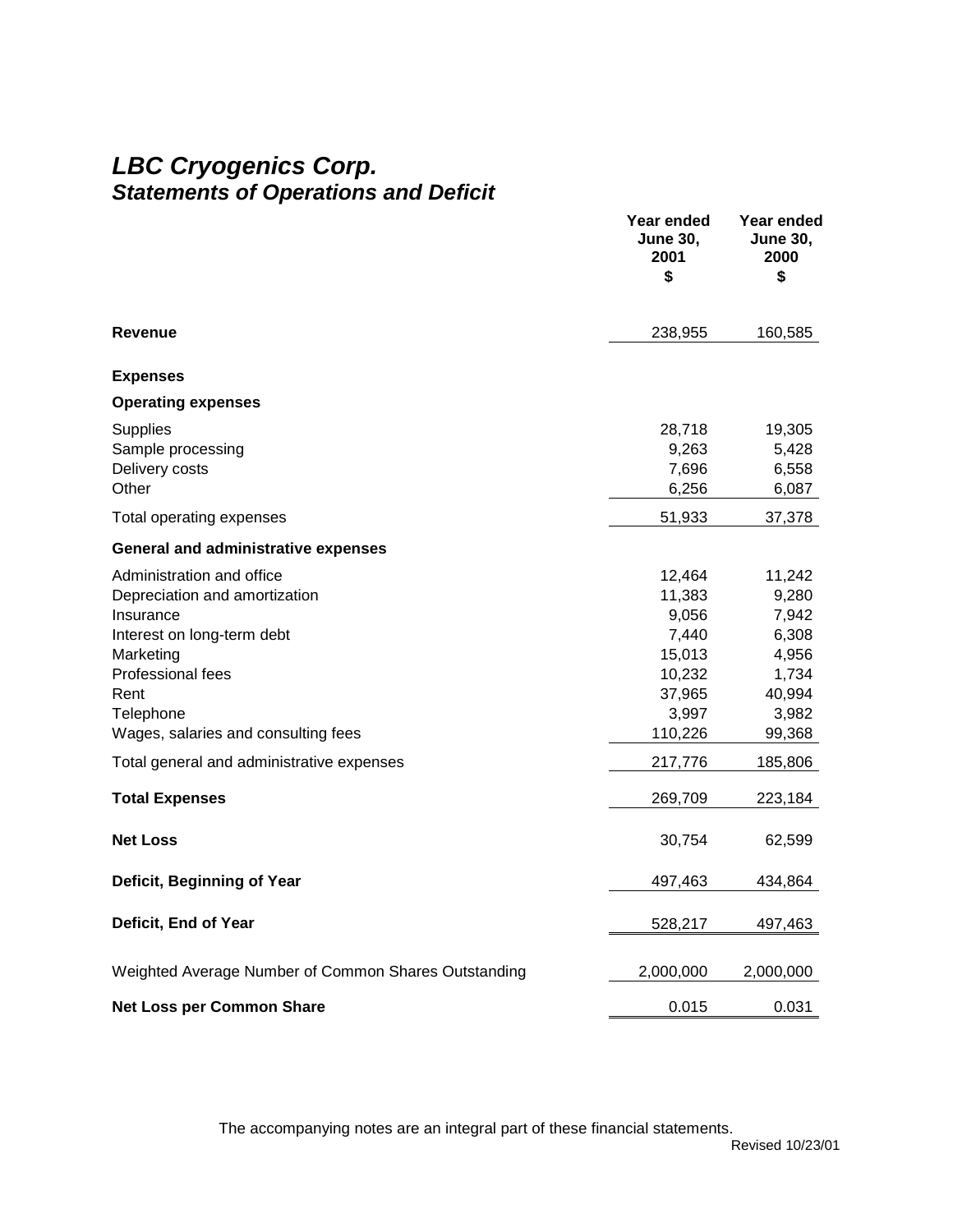## *LBC Cryogenics Corp.*
### *Statements of Operations and Deficit*

| | Year ended June 30, 2001 $ | Year ended June 30, 2000 $ |
|---|---|---|
| **Revenue** | 238,955 | 160,585 |
| **Expenses** | | |
| **Operating expenses** | | |
| Supplies | 28,718 | 19,305 |
| Sample processing | 9,263 | 5,428 |
| Delivery costs | 7,696 | 6,558 |
| Other | 6,256 | 6,087 |
| Total operating expenses | 51,933 | 37,378 |
| **General and administrative expenses** | | |
| Administration and office | 12,464 | 11,242 |
| Depreciation and amortization | 11,383 | 9,280 |
| Insurance | 9,056 | 7,942 |
| Interest on long-term debt | 7,440 | 6,308 |
| Marketing | 15,013 | 4,956 |
| Professional fees | 10,232 | 1,734 |
| Rent | 37,965 | 40,994 |
| Telephone | 3,997 | 3,982 |
| Wages, salaries and consulting fees | 110,226 | 99,368 |
| Total general and administrative expenses | 217,776 | 185,806 |
| **Total Expenses** | 269,709 | 223,184 |
| **Net Loss** | 30,754 | 62,599 |
| **Deficit, Beginning of Year** | 497,463 | 434,864 |
| **Deficit, End of Year** | 528,217 | 497,463 |
| Weighted Average Number of Common Shares Outstanding | 2,000,000 | 2,000,000 |
| **Net Loss per Common Share** | 0.015 | 0.031 |

The accompanying notes are an integral part of these financial statements.

Revised 10/23/01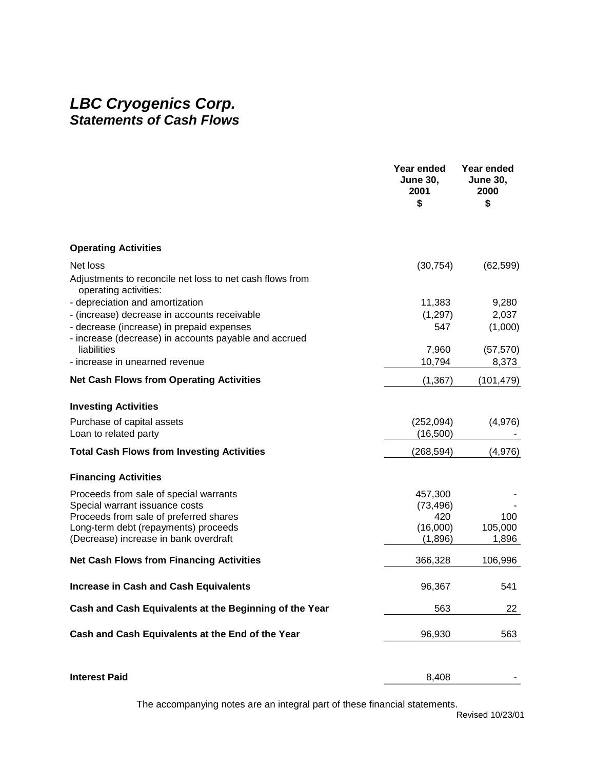# *LBC Cryogenics Corp.*
## *Statements of Cash Flows*

| | Year ended June 30, 2001 $ | Year ended June 30, 2000 $ |
|---|---|---|
| **Operating Activities** | | |
| Net loss | (30,754) | (62,599) |
| Adjustments to reconcile net loss to net cash flows from operating activities: | | |
| - depreciation and amortization | 11,383 | 9,280 |
| - (increase) decrease in accounts receivable | (1,297) | 2,037 |
| - decrease (increase) in prepaid expenses | 547 | (1,000) |
| - increase (decrease) in accounts payable and accrued liabilities | 7,960 | (57,570) |
| - increase in unearned revenue | 10,794 | 8,373 |
| **Net Cash Flows from Operating Activities** | (1,367) | (101,479) |
| **Investing Activities** | | |
| Purchase of capital assets | (252,094) | (4,976) |
| Loan to related party | (16,500) | - |
| **Total Cash Flows from Investing Activities** | (268,594) | (4,976) |
| **Financing Activities** | | |
| Proceeds from sale of special warrants | 457,300 | - |
| Special warrant issuance costs | (73,496) | - |
| Proceeds from sale of preferred shares | 420 | 100 |
| Long-term debt (repayments) proceeds | (16,000) | 105,000 |
| (Decrease) increase in bank overdraft | (1,896) | 1,896 |
| **Net Cash Flows from Financing Activities** | 366,328 | 106,996 |
| **Increase in Cash and Cash Equivalents** | 96,367 | 541 |
| **Cash and Cash Equivalents at the Beginning of the Year** | 563 | 22 |
| **Cash and Cash Equivalents at the End of the Year** | 96,930 | 563 |
| **Interest Paid** | 8,408 | - |

The accompanying notes are an integral part of these financial statements.

Revised 10/23/01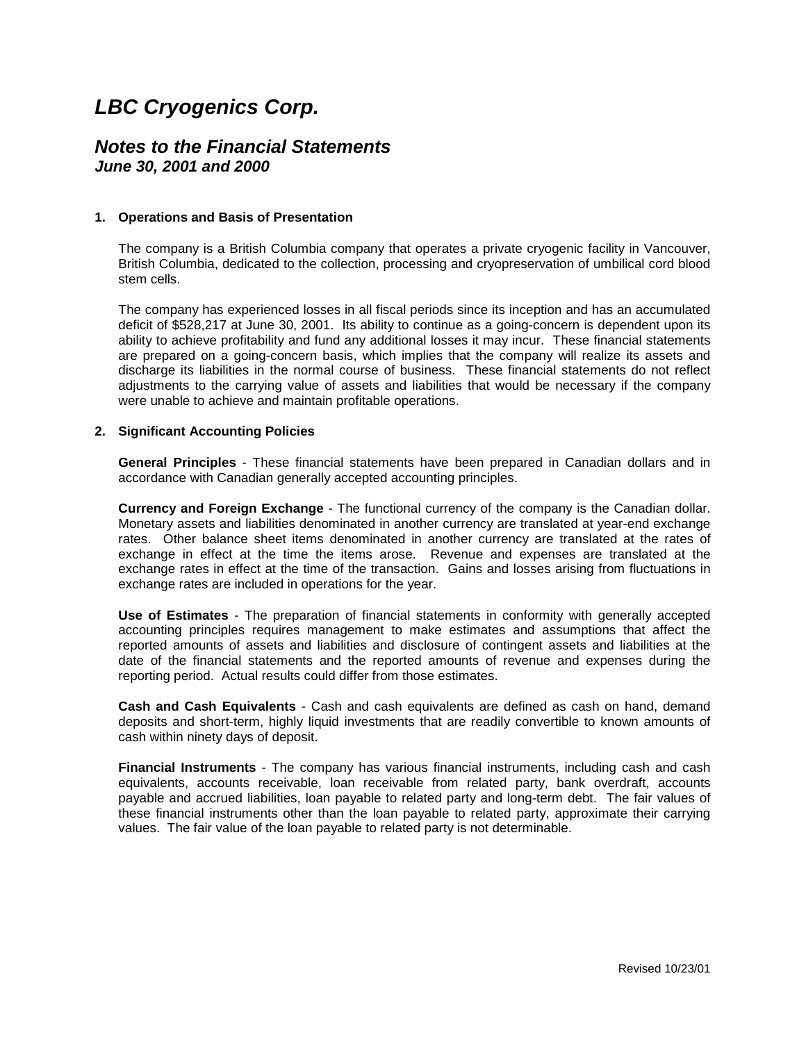# LBC Cryogenics Corp.

## Notes to the Financial Statements
### June 30, 2001 and 2000

**1. Operations and Basis of Presentation**

The company is a British Columbia company that operates a private cryogenic facility in Vancouver, British Columbia, dedicated to the collection, processing and cryopreservation of umbilical cord blood stem cells.

The company has experienced losses in all fiscal periods since its inception and has an accumulated deficit of $528,217 at June 30, 2001. Its ability to continue as a going-concern is dependent upon its ability to achieve profitability and fund any additional losses it may incur. These financial statements are prepared on a going-concern basis, which implies that the company will realize its assets and discharge its liabilities in the normal course of business. These financial statements do not reflect adjustments to the carrying value of assets and liabilities that would be necessary if the company were unable to achieve and maintain profitable operations.

**2. Significant Accounting Policies**

**General Principles** - These financial statements have been prepared in Canadian dollars and in accordance with Canadian generally accepted accounting principles.

**Currency and Foreign Exchange** - The functional currency of the company is the Canadian dollar. Monetary assets and liabilities denominated in another currency are translated at year-end exchange rates. Other balance sheet items denominated in another currency are translated at the rates of exchange in effect at the time the items arose. Revenue and expenses are translated at the exchange rates in effect at the time of the transaction. Gains and losses arising from fluctuations in exchange rates are included in operations for the year.

**Use of Estimates** - The preparation of financial statements in conformity with generally accepted accounting principles requires management to make estimates and assumptions that affect the reported amounts of assets and liabilities and disclosure of contingent assets and liabilities at the date of the financial statements and the reported amounts of revenue and expenses during the reporting period. Actual results could differ from those estimates.

**Cash and Cash Equivalents** - Cash and cash equivalents are defined as cash on hand, demand deposits and short-term, highly liquid investments that are readily convertible to known amounts of cash within ninety days of deposit.

**Financial Instruments** - The company has various financial instruments, including cash and cash equivalents, accounts receivable, loan receivable from related party, bank overdraft, accounts payable and accrued liabilities, loan payable to related party and long-term debt. The fair values of these financial instruments other than the loan payable to related party, approximate their carrying values. The fair value of the loan payable to related party is not determinable.

Revised 10/23/01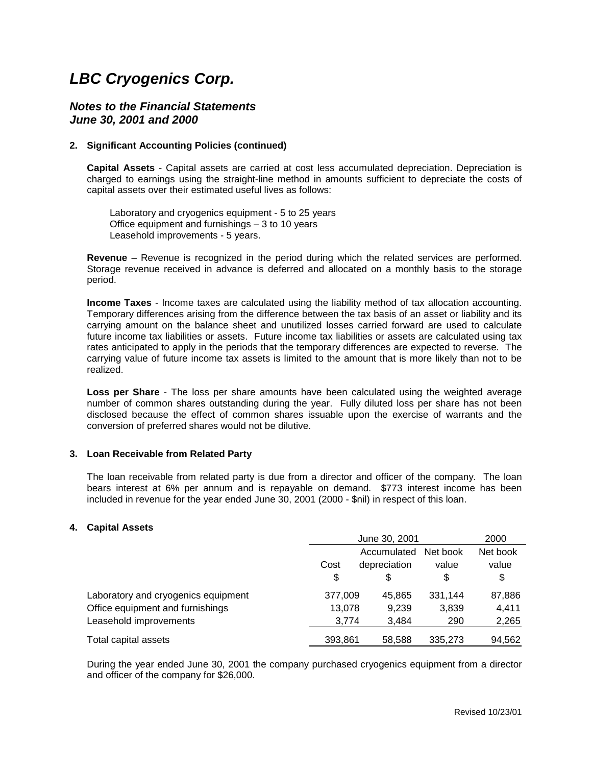# *LBC Cryogenics Corp.*

## *Notes to the Financial Statements*
## *June 30, 2001 and 2000*

### 2. Significant Accounting Policies (continued)

**Capital Assets** - Capital assets are carried at cost less accumulated depreciation. Depreciation is charged to earnings using the straight-line method in amounts sufficient to depreciate the costs of capital assets over their estimated useful lives as follows:

Laboratory and cryogenics equipment - 5 to 25 years
Office equipment and furnishings – 3 to 10 years
Leasehold improvements - 5 years.

**Revenue** – Revenue is recognized in the period during which the related services are performed. Storage revenue received in advance is deferred and allocated on a monthly basis to the storage period.

**Income Taxes** - Income taxes are calculated using the liability method of tax allocation accounting. Temporary differences arising from the difference between the tax basis of an asset or liability and its carrying amount on the balance sheet and unutilized losses carried forward are used to calculate future income tax liabilities or assets. Future income tax liabilities or assets are calculated using tax rates anticipated to apply in the periods that the temporary differences are expected to reverse. The carrying value of future income tax assets is limited to the amount that is more likely than not to be realized.

**Loss per Share** - The loss per share amounts have been calculated using the weighted average number of common shares outstanding during the year. Fully diluted loss per share has not been disclosed because the effect of common shares issuable upon the exercise of warrants and the conversion of preferred shares would not be dilutive.

### 3. Loan Receivable from Related Party

The loan receivable from related party is due from a director and officer of the company. The loan bears interest at 6% per annum and is repayable on demand. $773 interest income has been included in revenue for the year ended June 30, 2001 (2000 - $nil) in respect of this loan.

### 4. Capital Assets

| | June 30, 2001 | | | 2000 |
|---|---|---|---|---|
| | Cost<br>$ | Accumulated depreciation<br>$ | Net book value<br>$ | Net book value<br>$ |
| Laboratory and cryogenics equipment | 377,009 | 45,865 | 331,144 | 87,886 |
| Office equipment and furnishings | 13,078 | 9,239 | 3,839 | 4,411 |
| Leasehold improvements | 3,774 | 3,484 | 290 | 2,265 |
| Total capital assets | 393,861 | 58,588 | 335,273 | 94,562 |

During the year ended June 30, 2001 the company purchased cryogenics equipment from a director and officer of the company for $26,000.

Revised 10/23/01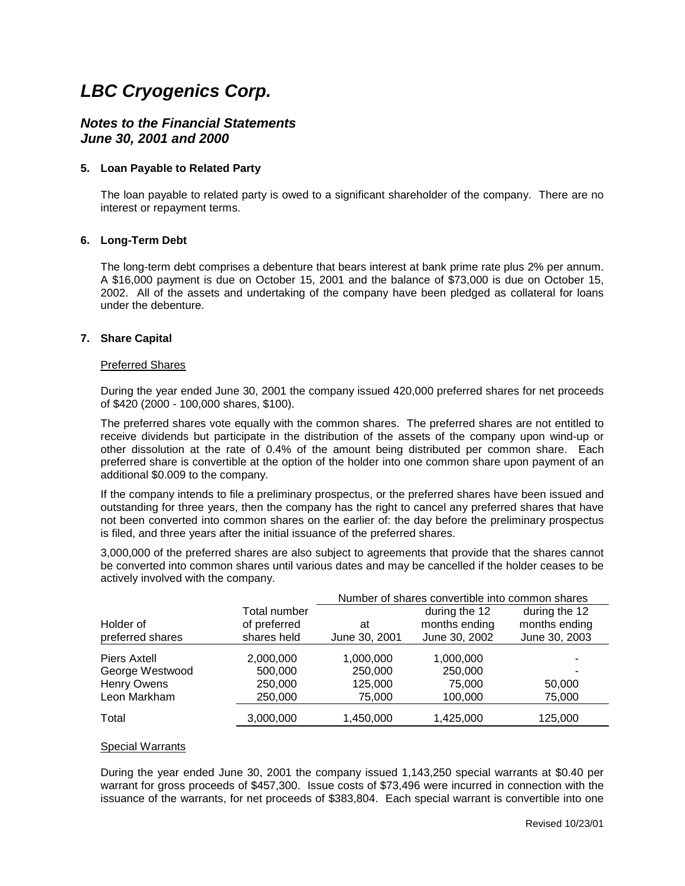# *LBC Cryogenics Corp.*

## *Notes to the Financial Statements*
## *June 30, 2001 and 2000*

### 5. Loan Payable to Related Party

The loan payable to related party is owed to a significant shareholder of the company. There are no interest or repayment terms.

### 6. Long-Term Debt

The long-term debt comprises a debenture that bears interest at bank prime rate plus 2% per annum. A $16,000 payment is due on October 15, 2001 and the balance of $73,000 is due on October 15, 2002. All of the assets and undertaking of the company have been pledged as collateral for loans under the debenture.

### 7. Share Capital

Preferred Shares

During the year ended June 30, 2001 the company issued 420,000 preferred shares for net proceeds of $420 (2000 - 100,000 shares, $100).

The preferred shares vote equally with the common shares. The preferred shares are not entitled to receive dividends but participate in the distribution of the assets of the company upon wind-up or other dissolution at the rate of 0.4% of the amount being distributed per common share. Each preferred share is convertible at the option of the holder into one common share upon payment of an additional $0.009 to the company.

If the company intends to file a preliminary prospectus, or the preferred shares have been issued and outstanding for three years, then the company has the right to cancel any preferred shares that have not been converted into common shares on the earlier of: the day before the preliminary prospectus is filed, and three years after the initial issuance of the preferred shares.

3,000,000 of the preferred shares are also subject to agreements that provide that the shares cannot be converted into common shares until various dates and may be cancelled if the holder ceases to be actively involved with the company.

| | | Number of shares convertible into common shares | | |
|---|---|---|---|---|
| Holder of preferred shares | Total number of preferred shares held | at June 30, 2001 | during the 12 months ending June 30, 2002 | during the 12 months ending June 30, 2003 |
| Piers Axtell | 2,000,000 | 1,000,000 | 1,000,000 | - |
| George Westwood | 500,000 | 250,000 | 250,000 | - |
| Henry Owens | 250,000 | 125,000 | 75,000 | 50,000 |
| Leon Markham | 250,000 | 75,000 | 100,000 | 75,000 |
| Total | 3,000,000 | 1,450,000 | 1,425,000 | 125,000 |

Special Warrants

During the year ended June 30, 2001 the company issued 1,143,250 special warrants at $0.40 per warrant for gross proceeds of $457,300. Issue costs of $73,496 were incurred in connection with the issuance of the warrants, for net proceeds of $383,804. Each special warrant is convertible into one

Revised 10/23/01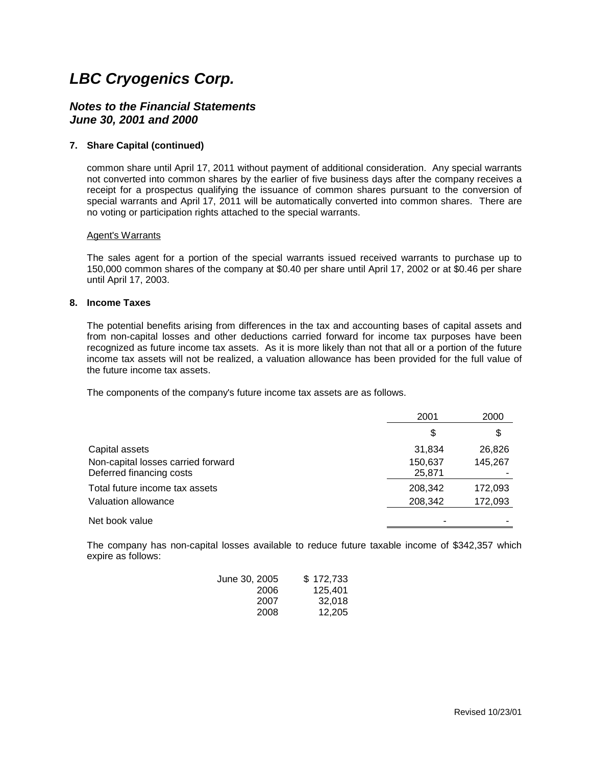# LBC Cryogenics Corp.

## Notes to the Financial Statements
## June 30, 2001 and 2000

**7. Share Capital (continued)**

common share until April 17, 2011 without payment of additional consideration. Any special warrants not converted into common shares by the earlier of five business days after the company receives a receipt for a prospectus qualifying the issuance of common shares pursuant to the conversion of special warrants and April 17, 2011 will be automatically converted into common shares. There are no voting or participation rights attached to the special warrants.

Agent's Warrants

The sales agent for a portion of the special warrants issued received warrants to purchase up to 150,000 common shares of the company at $0.40 per share until April 17, 2002 or at $0.46 per share until April 17, 2003.

**8. Income Taxes**

The potential benefits arising from differences in the tax and accounting bases of capital assets and from non-capital losses and other deductions carried forward for income tax purposes have been recognized as future income tax assets. As it is more likely than not that all or a portion of the future income tax assets will not be realized, a valuation allowance has been provided for the full value of the future income tax assets.

The components of the company's future income tax assets are as follows.

| | 2001 | 2000 |
|---|---|---|
| | $ | $ |
| Capital assets | 31,834 | 26,826 |
| Non-capital losses carried forward | 150,637 | 145,267 |
| Deferred financing costs | 25,871 | - |
| Total future income tax assets | 208,342 | 172,093 |
| Valuation allowance | 208,342 | 172,093 |
| Net book value | - | - |

The company has non-capital losses available to reduce future taxable income of $342,357 which expire as follows:

| | |
|---|---|
| June 30, 2005 | $ 172,733 |
| 2006 | 125,401 |
| 2007 | 32,018 |
| 2008 | 12,205 |

Revised 10/23/01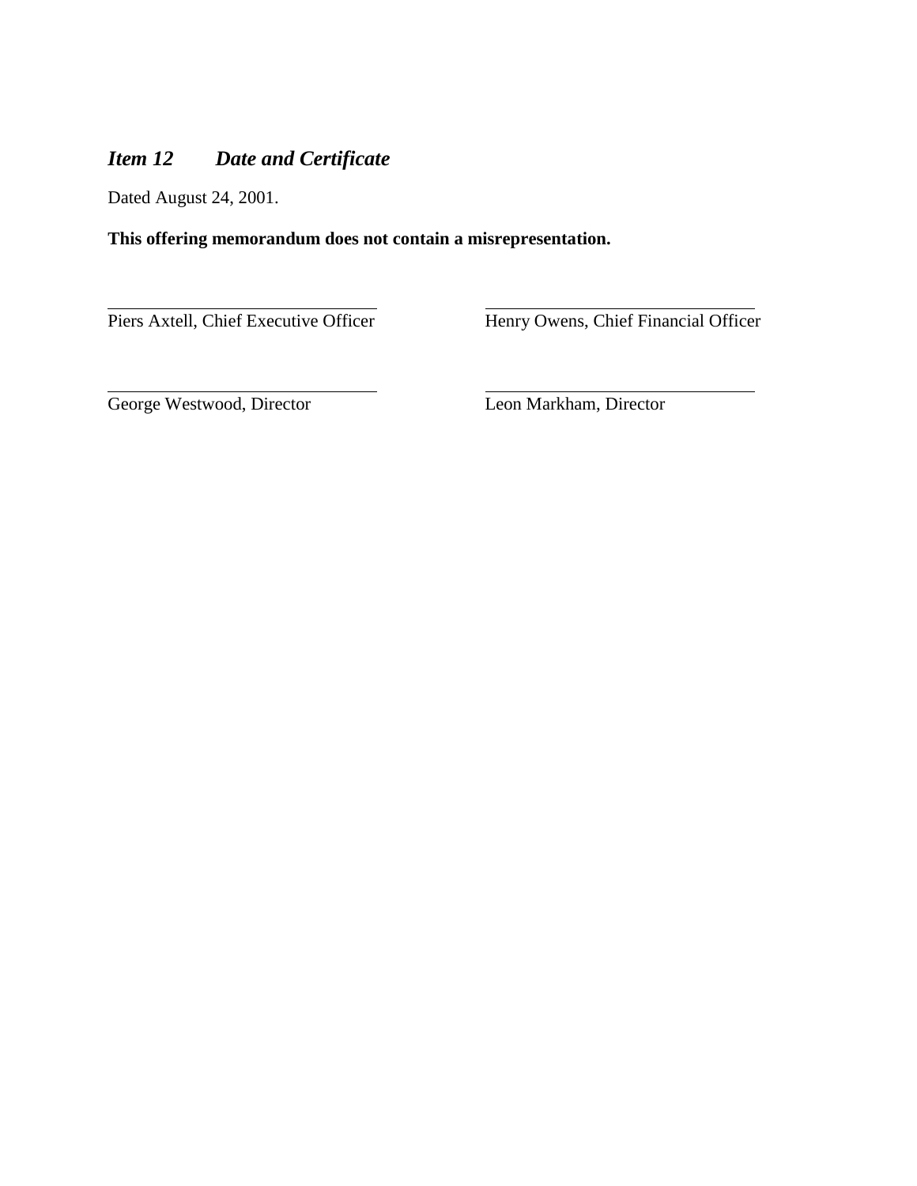## *Item 12 Date and Certificate*

Dated August 24, 2001.

**This offering memorandum does not contain a misrepresentation.**

| | |
|---|---|
| Piers Axtell, Chief Executive Officer | Henry Owens, Chief Financial Officer |
| George Westwood, Director | Leon Markham, Director |